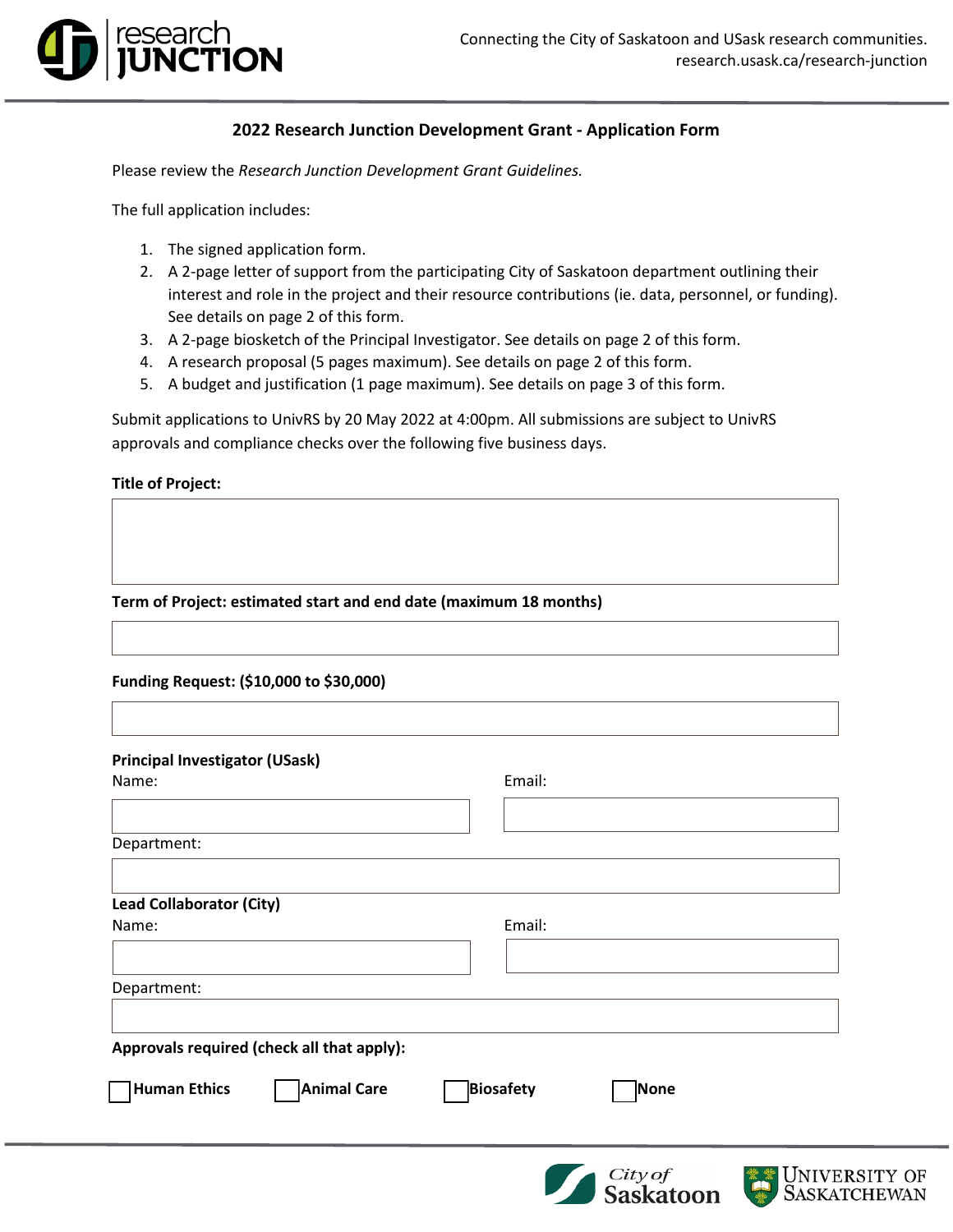Connecting the City of Saskatoon and USask research communities.
research.usask.ca/research-junction

## 2022 Research Junction Development Grant - Application Form

Please review the *Research Junction Development Grant Guidelines.*

The full application includes:

1. The signed application form.
2. A 2-page letter of support from the participating City of Saskatoon department outlining their interest and role in the project and their resource contributions (ie. data, personnel, or funding). See details on page 2 of this form.
3. A 2-page biosketch of the Principal Investigator. See details on page 2 of this form.
4. A research proposal (5 pages maximum). See details on page 2 of this form.
5. A budget and justification (1 page maximum). See details on page 3 of this form.

Submit applications to UnivRS by 20 May 2022 at 4:00pm. All submissions are subject to UnivRS approvals and compliance checks over the following five business days.

**Title of Project:**

**Term of Project: estimated start and end date (maximum 18 months)**

**Funding Request: ($10,000 to $30,000)**

**Principal Investigator (USask)**

Name:

Email:

Department:

**Lead Collaborator (City)**

Name:

Email:

Department:

**Approvals required (check all that apply):**

☐ **Human Ethics** ☐ **Animal Care** ☐ **Biosafety** ☐ **None**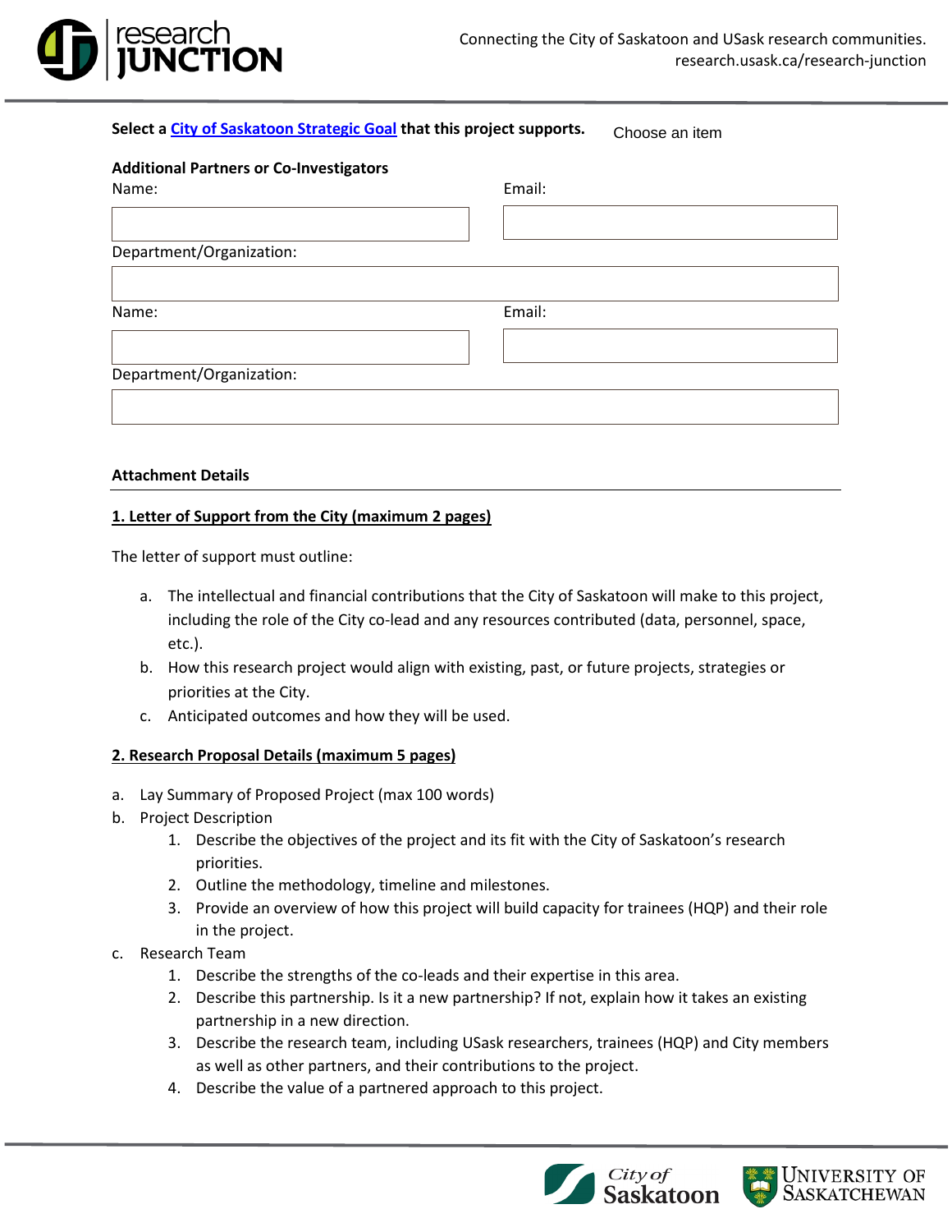**Select a City of Saskatoon Strategic Goal that this project supports.** Choose an item

**Additional Partners or Co-Investigators**

Name:

Email:

Department/Organization:

Name:

Email:

Department/Organization:

**Attachment Details**

**1. Letter of Support from the City (maximum 2 pages)**

The letter of support must outline:

a. The intellectual and financial contributions that the City of Saskatoon will make to this project, including the role of the City co-lead and any resources contributed (data, personnel, space, etc.).
b. How this research project would align with existing, past, or future projects, strategies or priorities at the City.
c. Anticipated outcomes and how they will be used.

**2. Research Proposal Details (maximum 5 pages)**

a. Lay Summary of Proposed Project (max 100 words)
b. Project Description
   1. Describe the objectives of the project and its fit with the City of Saskatoon's research priorities.
   2. Outline the methodology, timeline and milestones.
   3. Provide an overview of how this project will build capacity for trainees (HQP) and their role in the project.
c. Research Team
   1. Describe the strengths of the co-leads and their expertise in this area.
   2. Describe this partnership. Is it a new partnership? If not, explain how it takes an existing partnership in a new direction.
   3. Describe the research team, including USask researchers, trainees (HQP) and City members as well as other partners, and their contributions to the project.
   4. Describe the value of a partnered approach to this project.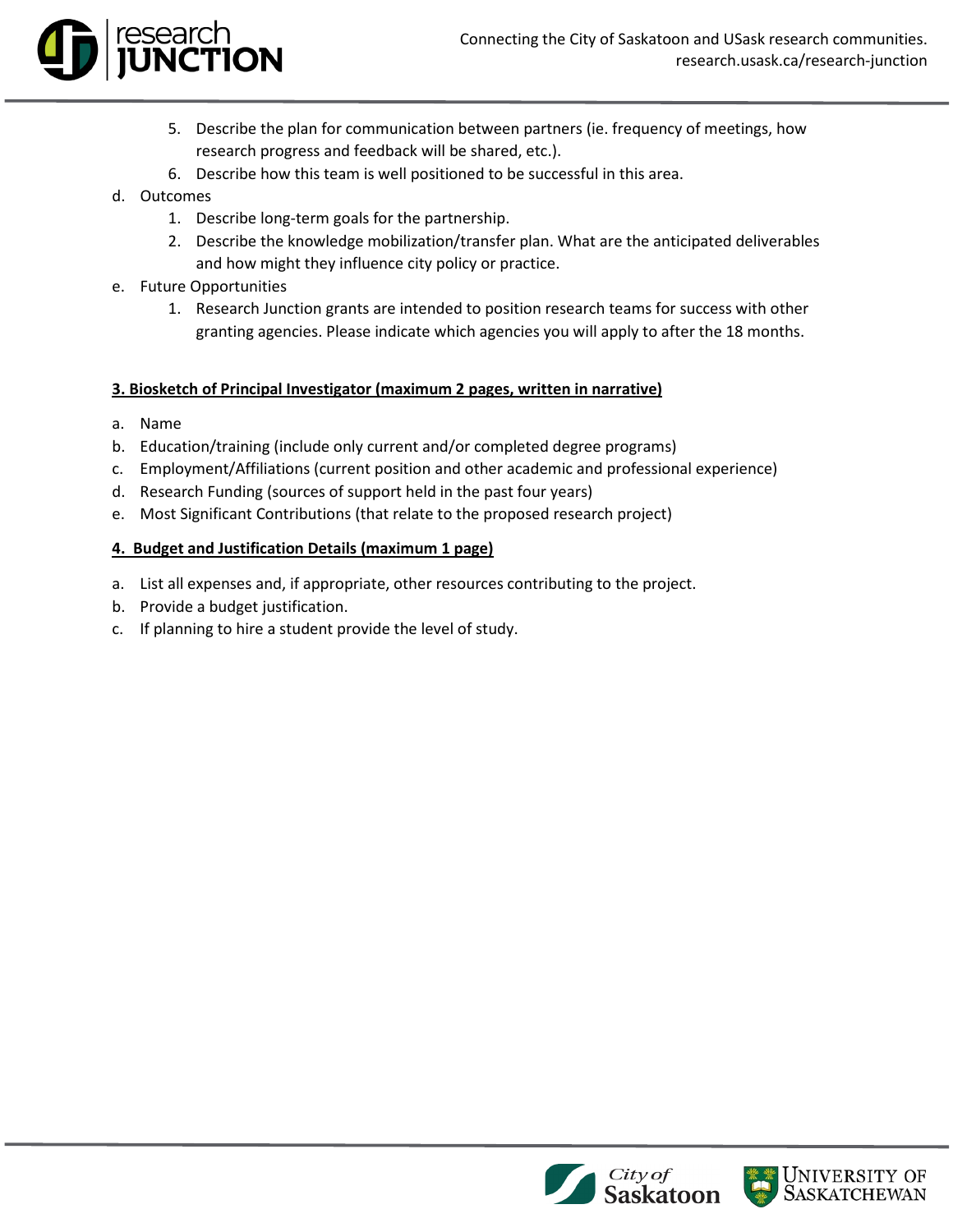5. Describe the plan for communication between partners (ie. frequency of meetings, how research progress and feedback will be shared, etc.).
6. Describe how this team is well positioned to be successful in this area.

d. Outcomes
1. Describe long-term goals for the partnership.
2. Describe the knowledge mobilization/transfer plan. What are the anticipated deliverables and how might they influence city policy or practice.

e. Future Opportunities
1. Research Junction grants are intended to position research teams for success with other granting agencies. Please indicate which agencies you will apply to after the 18 months.

**3. Biosketch of Principal Investigator (maximum 2 pages, written in narrative)**

a. Name
b. Education/training (include only current and/or completed degree programs)
c. Employment/Affiliations (current position and other academic and professional experience)
d. Research Funding (sources of support held in the past four years)
e. Most Significant Contributions (that relate to the proposed research project)

**4. Budget and Justification Details (maximum 1 page)**

a. List all expenses and, if appropriate, other resources contributing to the project.
b. Provide a budget justification.
c. If planning to hire a student provide the level of study.